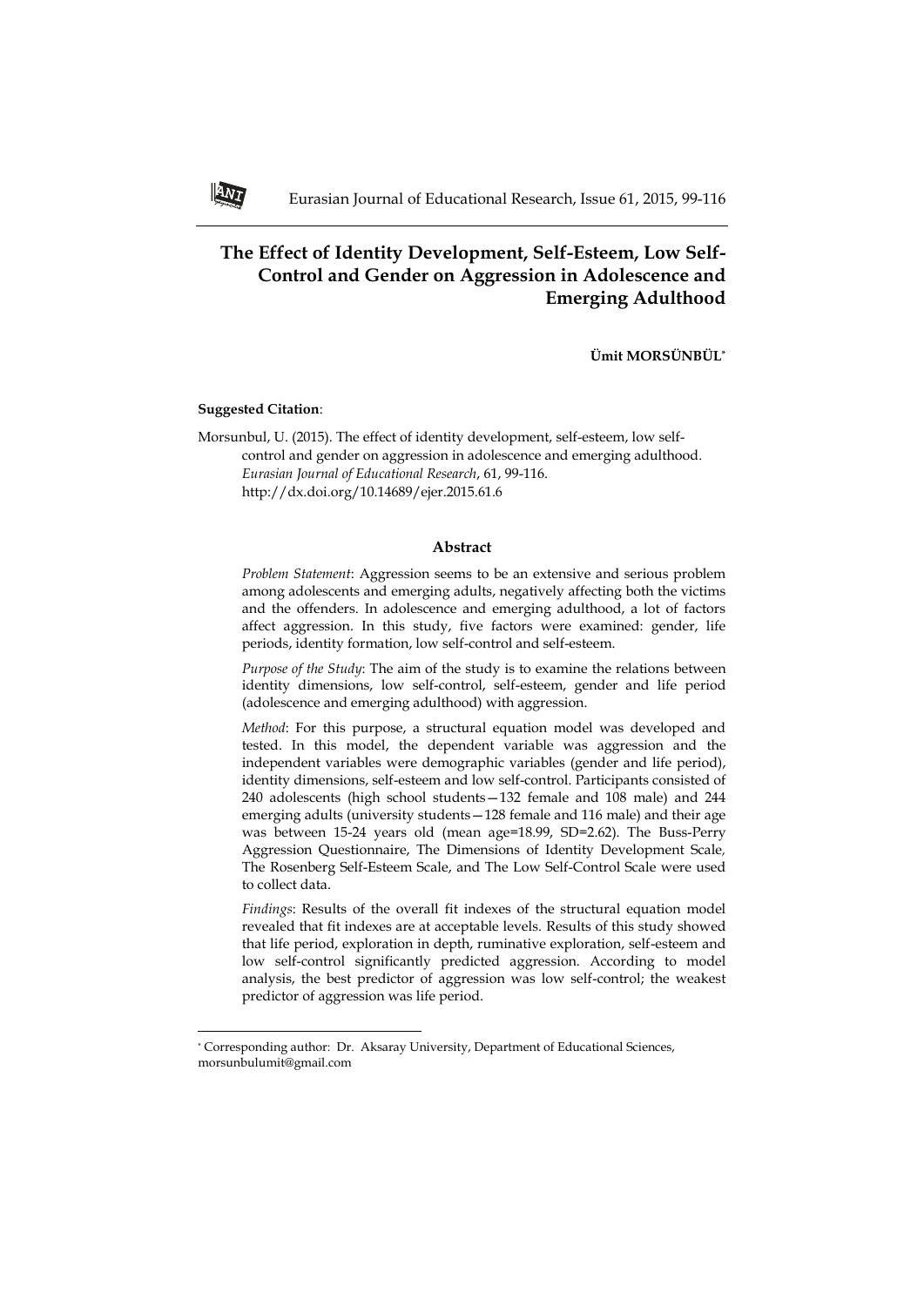# The Effect of Identity Development, Self-Esteem, Low Self-Control and Gender on Aggression in Adolescence and Emerging Adulthood

**Ümit MORSÜNBÜL**[*]

**Suggested Citation**:

Morsunbul, U. (2015). The effect of identity development, self-esteem, low self-control and gender on aggression in adolescence and emerging adulthood. *Eurasian Journal of Educational Research*, 61, 99-116. http://dx.doi.org/10.14689/ejer.2015.61.6

## Abstract

*Problem Statement*: Aggression seems to be an extensive and serious problem among adolescents and emerging adults, negatively affecting both the victims and the offenders. In adolescence and emerging adulthood, a lot of factors affect aggression. In this study, five factors were examined: gender, life periods, identity formation, low self-control and self-esteem.

*Purpose of the Study*: The aim of the study is to examine the relations between identity dimensions, low self-control, self-esteem, gender and life period (adolescence and emerging adulthood) with aggression.

*Method*: For this purpose, a structural equation model was developed and tested. In this model, the dependent variable was aggression and the independent variables were demographic variables (gender and life period), identity dimensions, self-esteem and low self-control. Participants consisted of 240 adolescents (high school students—132 female and 108 male) and 244 emerging adults (university students—128 female and 116 male) and their age was between 15-24 years old (mean age=18.99, SD=2.62). The Buss-Perry Aggression Questionnaire, The Dimensions of Identity Development Scale, The Rosenberg Self-Esteem Scale, and The Low Self-Control Scale were used to collect data.

*Findings*: Results of the overall fit indexes of the structural equation model revealed that fit indexes are at acceptable levels. Results of this study showed that life period, exploration in depth, ruminative exploration, self-esteem and low self-control significantly predicted aggression. According to model analysis, the best predictor of aggression was low self-control; the weakest predictor of aggression was life period.

---

[*] Corresponding author: Dr. Aksaray University, Department of Educational Sciences, morsunbulumit@gmail.com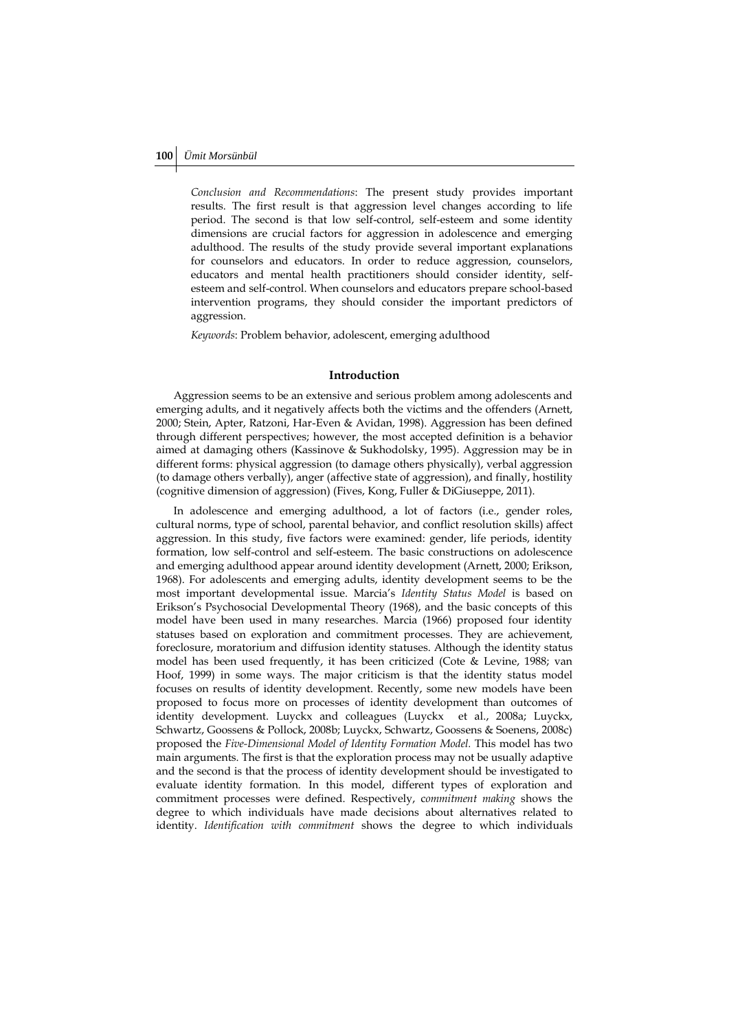*Conclusion and Recommendations*: The present study provides important results. The first result is that aggression level changes according to life period. The second is that low self-control, self-esteem and some identity dimensions are crucial factors for aggression in adolescence and emerging adulthood. The results of the study provide several important explanations for counselors and educators. In order to reduce aggression, counselors, educators and mental health practitioners should consider identity, self-esteem and self-control. When counselors and educators prepare school-based intervention programs, they should consider the important predictors of aggression.

*Keywords*: Problem behavior, adolescent, emerging adulthood

## Introduction

Aggression seems to be an extensive and serious problem among adolescents and emerging adults, and it negatively affects both the victims and the offenders (Arnett, 2000; Stein, Apter, Ratzoni, Har-Even & Avidan, 1998). Aggression has been defined through different perspectives; however, the most accepted definition is a behavior aimed at damaging others (Kassinove & Sukhodolsky, 1995). Aggression may be in different forms: physical aggression (to damage others physically), verbal aggression (to damage others verbally), anger (affective state of aggression), and finally, hostility (cognitive dimension of aggression) (Fives, Kong, Fuller & DiGiuseppe, 2011).

In adolescence and emerging adulthood, a lot of factors (i.e., gender roles, cultural norms, type of school, parental behavior, and conflict resolution skills) affect aggression. In this study, five factors were examined: gender, life periods, identity formation, low self-control and self-esteem. The basic constructions on adolescence and emerging adulthood appear around identity development (Arnett, 2000; Erikson, 1968). For adolescents and emerging adults, identity development seems to be the most important developmental issue. Marcia's *Identity Status Model* is based on Erikson's Psychosocial Developmental Theory (1968), and the basic concepts of this model have been used in many researches. Marcia (1966) proposed four identity statuses based on exploration and commitment processes. They are achievement, foreclosure, moratorium and diffusion identity statuses. Although the identity status model has been used frequently, it has been criticized (Cote & Levine, 1988; van Hoof, 1999) in some ways. The major criticism is that the identity status model focuses on results of identity development. Recently, some new models have been proposed to focus more on processes of identity development than outcomes of identity development. Luyckx and colleagues (Luyckx et al., 2008a; Luyckx, Schwartz, Goossens & Pollock, 2008b; Luyckx, Schwartz, Goossens & Soenens, 2008c) proposed the *Five-Dimensional Model of Identity Formation Model.* This model has two main arguments. The first is that the exploration process may not be usually adaptive and the second is that the process of identity development should be investigated to evaluate identity formation. In this model, different types of exploration and commitment processes were defined. Respectively, *commitment making* shows the degree to which individuals have made decisions about alternatives related to identity. *Identification with commitment* shows the degree to which individuals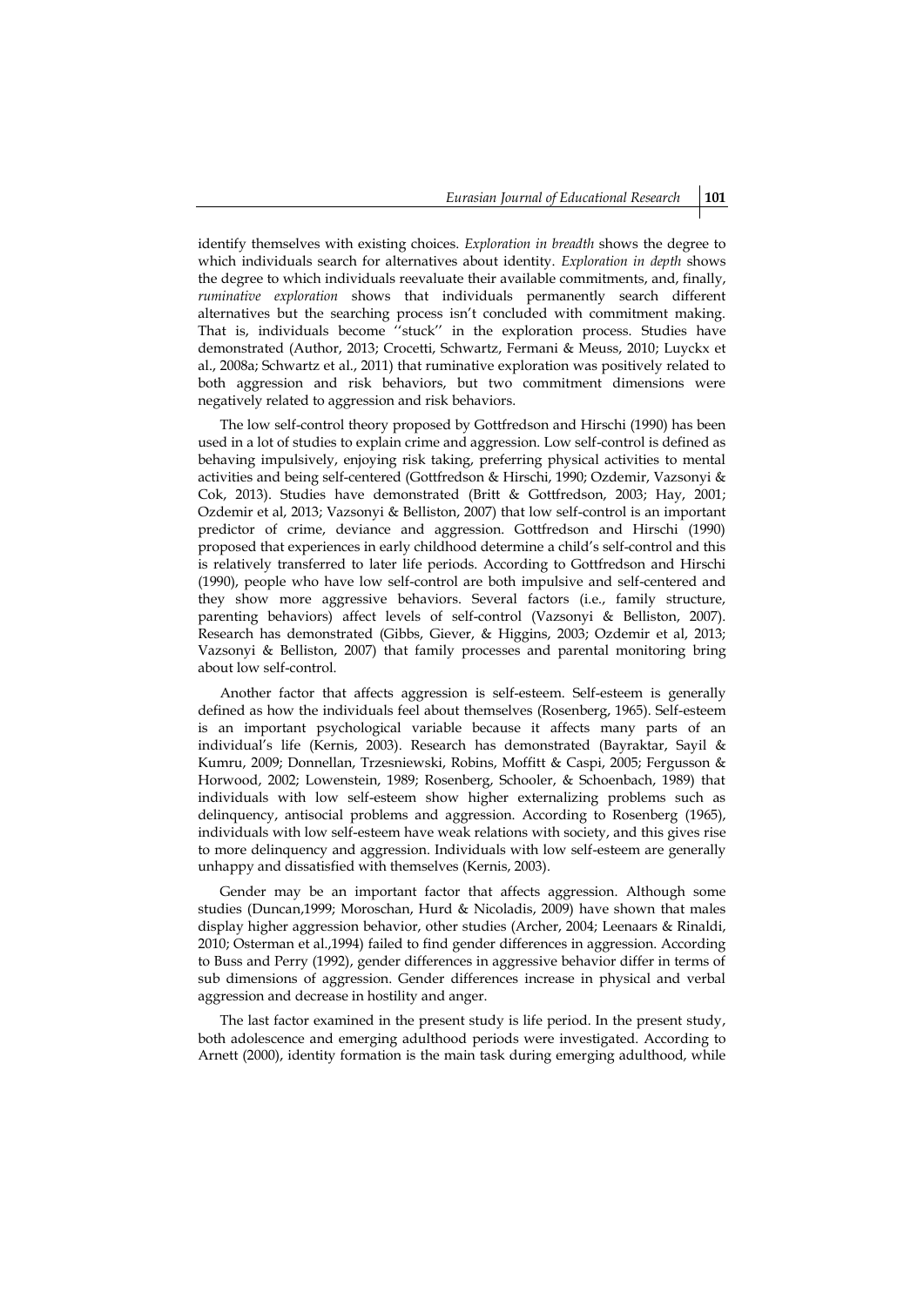identify themselves with existing choices. *Exploration in breadth* shows the degree to which individuals search for alternatives about identity. *Exploration in depth* shows the degree to which individuals reevaluate their available commitments, and, finally, *ruminative exploration* shows that individuals permanently search different alternatives but the searching process isn't concluded with commitment making. That is, individuals become ''stuck'' in the exploration process. Studies have demonstrated (Author, 2013; Crocetti, Schwartz, Fermani & Meuss, 2010; Luyckx et al., 2008a; Schwartz et al., 2011) that ruminative exploration was positively related to both aggression and risk behaviors, but two commitment dimensions were negatively related to aggression and risk behaviors.

The low self-control theory proposed by Gottfredson and Hirschi (1990) has been used in a lot of studies to explain crime and aggression. Low self-control is defined as behaving impulsively, enjoying risk taking, preferring physical activities to mental activities and being self-centered (Gottfredson & Hirschi, 1990; Ozdemir, Vazsonyi & Cok, 2013). Studies have demonstrated (Britt & Gottfredson, 2003; Hay, 2001; Ozdemir et al, 2013; Vazsonyi & Belliston, 2007) that low self-control is an important predictor of crime, deviance and aggression. Gottfredson and Hirschi (1990) proposed that experiences in early childhood determine a child's self-control and this is relatively transferred to later life periods. According to Gottfredson and Hirschi (1990), people who have low self-control are both impulsive and self-centered and they show more aggressive behaviors. Several factors (i.e., family structure, parenting behaviors) affect levels of self-control (Vazsonyi & Belliston, 2007). Research has demonstrated (Gibbs, Giever, & Higgins, 2003; Ozdemir et al, 2013; Vazsonyi & Belliston, 2007) that family processes and parental monitoring bring about low self-control.

Another factor that affects aggression is self-esteem. Self-esteem is generally defined as how the individuals feel about themselves (Rosenberg, 1965). Self-esteem is an important psychological variable because it affects many parts of an individual's life (Kernis, 2003). Research has demonstrated (Bayraktar, Sayil & Kumru, 2009; Donnellan, Trzesniewski, Robins, Moffitt & Caspi, 2005; Fergusson & Horwood, 2002; Lowenstein, 1989; Rosenberg, Schooler, & Schoenbach, 1989) that individuals with low self-esteem show higher externalizing problems such as delinquency, antisocial problems and aggression. According to Rosenberg (1965), individuals with low self-esteem have weak relations with society, and this gives rise to more delinquency and aggression. Individuals with low self-esteem are generally unhappy and dissatisfied with themselves (Kernis, 2003).

Gender may be an important factor that affects aggression. Although some studies (Duncan,1999; Moroschan, Hurd & Nicoladis, 2009) have shown that males display higher aggression behavior, other studies (Archer, 2004; Leenaars & Rinaldi, 2010; Osterman et al.,1994) failed to find gender differences in aggression. According to Buss and Perry (1992), gender differences in aggressive behavior differ in terms of sub dimensions of aggression. Gender differences increase in physical and verbal aggression and decrease in hostility and anger.

The last factor examined in the present study is life period. In the present study, both adolescence and emerging adulthood periods were investigated. According to Arnett (2000), identity formation is the main task during emerging adulthood, while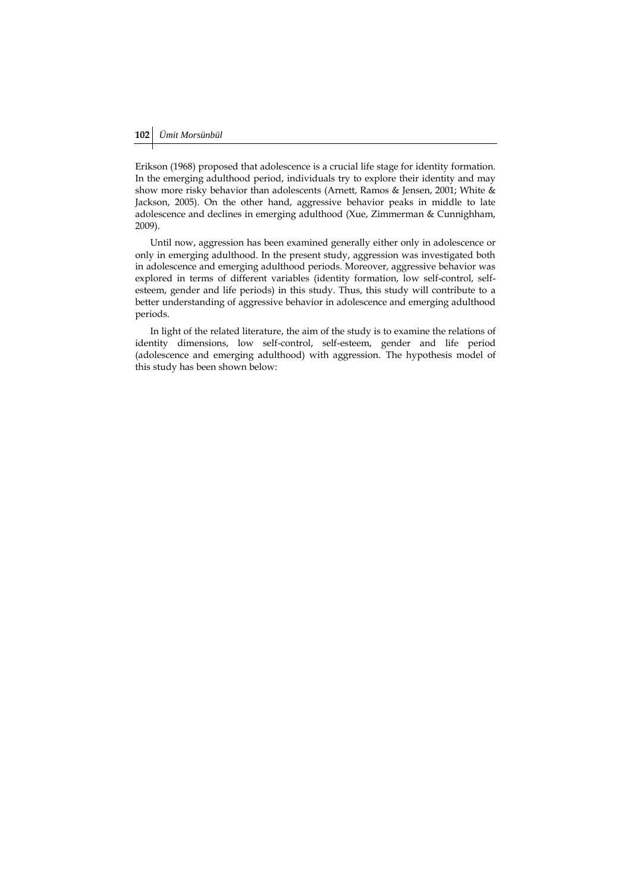Erikson (1968) proposed that adolescence is a crucial life stage for identity formation. In the emerging adulthood period, individuals try to explore their identity and may show more risky behavior than adolescents (Arnett, Ramos & Jensen, 2001; White & Jackson, 2005). On the other hand, aggressive behavior peaks in middle to late adolescence and declines in emerging adulthood (Xue, Zimmerman & Cunnighham, 2009).

Until now, aggression has been examined generally either only in adolescence or only in emerging adulthood. In the present study, aggression was investigated both in adolescence and emerging adulthood periods. Moreover, aggressive behavior was explored in terms of different variables (identity formation, low self-control, self-esteem, gender and life periods) in this study. Thus, this study will contribute to a better understanding of aggressive behavior in adolescence and emerging adulthood periods.

In light of the related literature, the aim of the study is to examine the relations of identity dimensions, low self-control, self-esteem, gender and life period (adolescence and emerging adulthood) with aggression. The hypothesis model of this study has been shown below: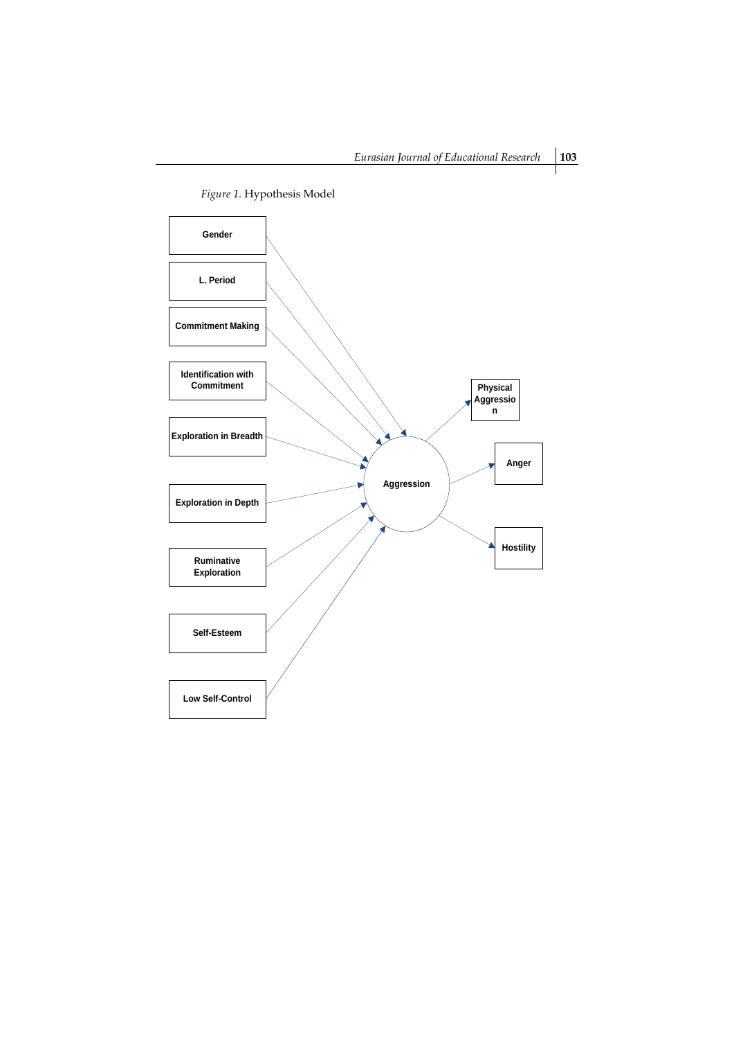*Figure 1.* Hypothesis Model

Gender

L. Period

Commitment Making

Identification with Commitment

Exploration in Breadth

Exploration in Depth

Ruminative Exploration

Self-Esteem

Low Self-Control

Aggression

Physical Aggression

Anger

Hostility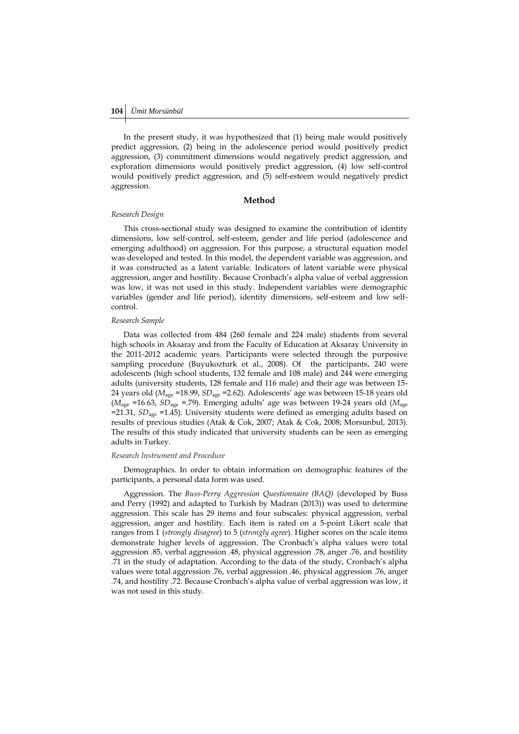In the present study, it was hypothesized that (1) being male would positively predict aggression, (2) being in the adolescence period would positively predict aggression, (3) commitment dimensions would negatively predict aggression, and exploration dimensions would positively predict aggression, (4) low self-control would positively predict aggression, and (5) self-esteem would negatively predict aggression.

## Method

### *Research Design*

This cross-sectional study was designed to examine the contribution of identity dimensions, low self-control, self-esteem, gender and life period (adolescence and emerging adulthood) on aggression. For this purpose, a structural equation model was developed and tested. In this model, the dependent variable was aggression, and it was constructed as a latent variable. Indicators of latent variable were physical aggression, anger and hostility. Because Cronbach's alpha value of verbal aggression was low, it was not used in this study. Independent variables were demographic variables (gender and life period), identity dimensions, self-esteem and low self-control.

### *Research Sample*

Data was collected from 484 (260 female and 224 male) students from several high schools in Aksaray and from the Faculty of Education at Aksaray University in the 2011-2012 academic years. Participants were selected through the purposive sampling procedure (Buyukozturk et al., 2008). Of the participants, 240 were adolescents (high school students, 132 female and 108 male) and 244 were emerging adults (university students, 128 female and 116 male) and their age was between 15-24 years old ($M_{age}$ =18.99, $SD_{age}$ =2.62). Adolescents' age was between 15-18 years old ($M_{age}$ =16.63, $SD_{age}$ =.79). Emerging adults' age was between 19-24 years old ($M_{age}$ =21.31, $SD_{age}$ =1.45). University students were defined as emerging adults based on results of previous studies (Atak & Cok, 2007; Atak & Cok, 2008; Morsunbul, 2013). The results of this study indicated that university students can be seen as emerging adults in Turkey.

### *Research Instrument and Procedure*

Demographics. In order to obtain information on demographic features of the participants, a personal data form was used.

Aggression. The *Buss-Perry Aggression Questionnaire (BAQ)* (developed by Buss and Perry (1992) and adapted to Turkish by Madran (2013)) was used to determine aggression. This scale has 29 items and four subscales: physical aggression, verbal aggression, anger and hostility. Each item is rated on a 5-point Likert scale that ranges from 1 (*strongly disagree*) to 5 (*strongly agree*). Higher scores on the scale items demonstrate higher levels of aggression. The Cronbach's alpha values were total aggression .85, verbal aggression .48, physical aggression .78, anger .76, and hostility .71 in the study of adaptation. According to the data of the study, Cronbach's alpha values were total aggression .76, verbal aggression .46, physical aggression .76, anger .74, and hostility .72. Because Cronbach's alpha value of verbal aggression was low, it was not used in this study.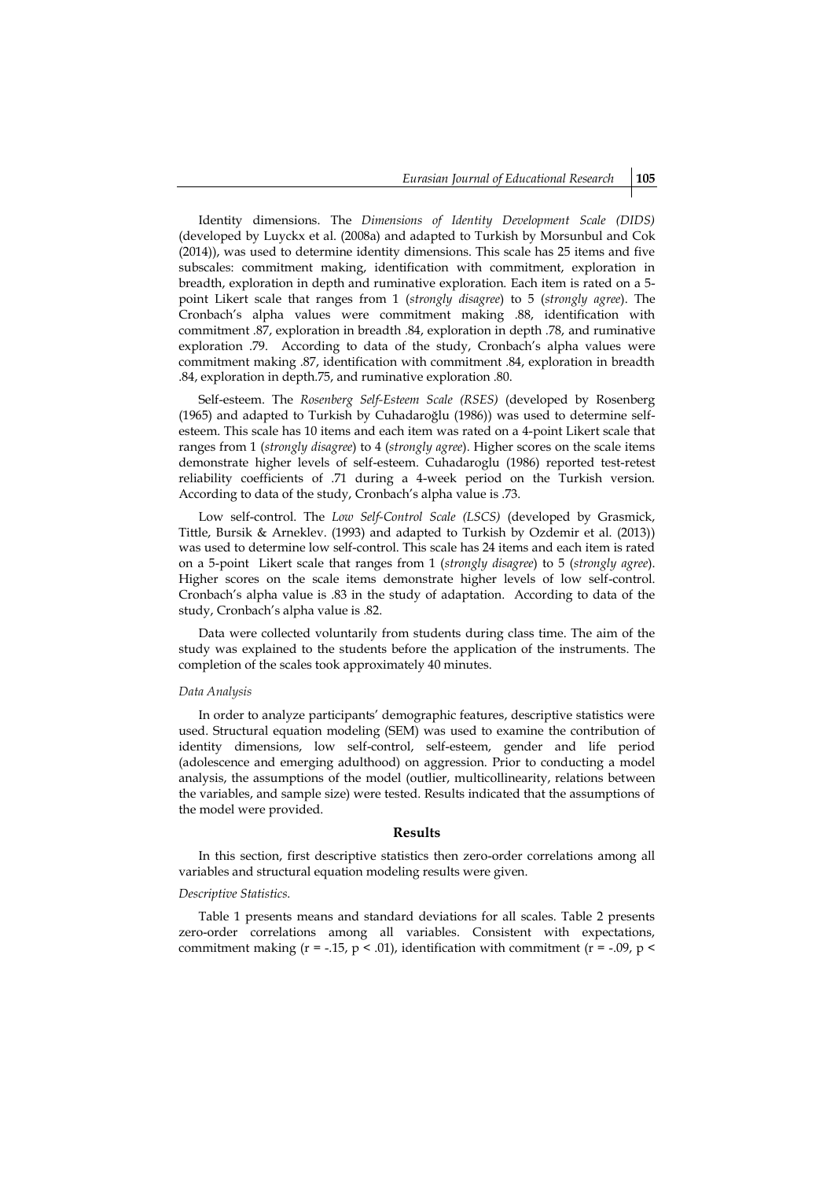Identity dimensions. The *Dimensions of Identity Development Scale (DIDS)* (developed by Luyckx et al. (2008a) and adapted to Turkish by Morsunbul and Cok (2014)), was used to determine identity dimensions. This scale has 25 items and five subscales: commitment making, identification with commitment, exploration in breadth, exploration in depth and ruminative exploration. Each item is rated on a 5-point Likert scale that ranges from 1 (*strongly disagree*) to 5 (*strongly agree*). The Cronbach's alpha values were commitment making .88, identification with commitment .87, exploration in breadth .84, exploration in depth .78, and ruminative exploration .79. According to data of the study, Cronbach's alpha values were commitment making .87, identification with commitment .84, exploration in breadth .84, exploration in depth.75, and ruminative exploration .80.

Self-esteem. The *Rosenberg Self-Esteem Scale (RSES)* (developed by Rosenberg (1965) and adapted to Turkish by Cuhadaroğlu (1986)) was used to determine self-esteem. This scale has 10 items and each item was rated on a 4-point Likert scale that ranges from 1 (*strongly disagree*) to 4 (*strongly agree*). Higher scores on the scale items demonstrate higher levels of self-esteem. Cuhadaroglu (1986) reported test-retest reliability coefficients of .71 during a 4-week period on the Turkish version. According to data of the study, Cronbach's alpha value is .73.

Low self-control. The *Low Self-Control Scale (LSCS)* (developed by Grasmick, Tittle, Bursik & Arneklev. (1993) and adapted to Turkish by Ozdemir et al. (2013)) was used to determine low self-control. This scale has 24 items and each item is rated on a 5-point Likert scale that ranges from 1 (*strongly disagree*) to 5 (*strongly agree*). Higher scores on the scale items demonstrate higher levels of low self-control. Cronbach's alpha value is .83 in the study of adaptation. According to data of the study, Cronbach's alpha value is .82.

Data were collected voluntarily from students during class time. The aim of the study was explained to the students before the application of the instruments. The completion of the scales took approximately 40 minutes.

*Data Analysis*

In order to analyze participants' demographic features, descriptive statistics were used. Structural equation modeling (SEM) was used to examine the contribution of identity dimensions, low self-control, self-esteem, gender and life period (adolescence and emerging adulthood) on aggression. Prior to conducting a model analysis, the assumptions of the model (outlier, multicollinearity, relations between the variables, and sample size) were tested. Results indicated that the assumptions of the model were provided.

## Results

In this section, first descriptive statistics then zero-order correlations among all variables and structural equation modeling results were given.

*Descriptive Statistics.*

Table 1 presents means and standard deviations for all scales. Table 2 presents zero-order correlations among all variables. Consistent with expectations, commitment making ($r = -.15$, $p < .01$), identification with commitment ($r = -.09$, $p <$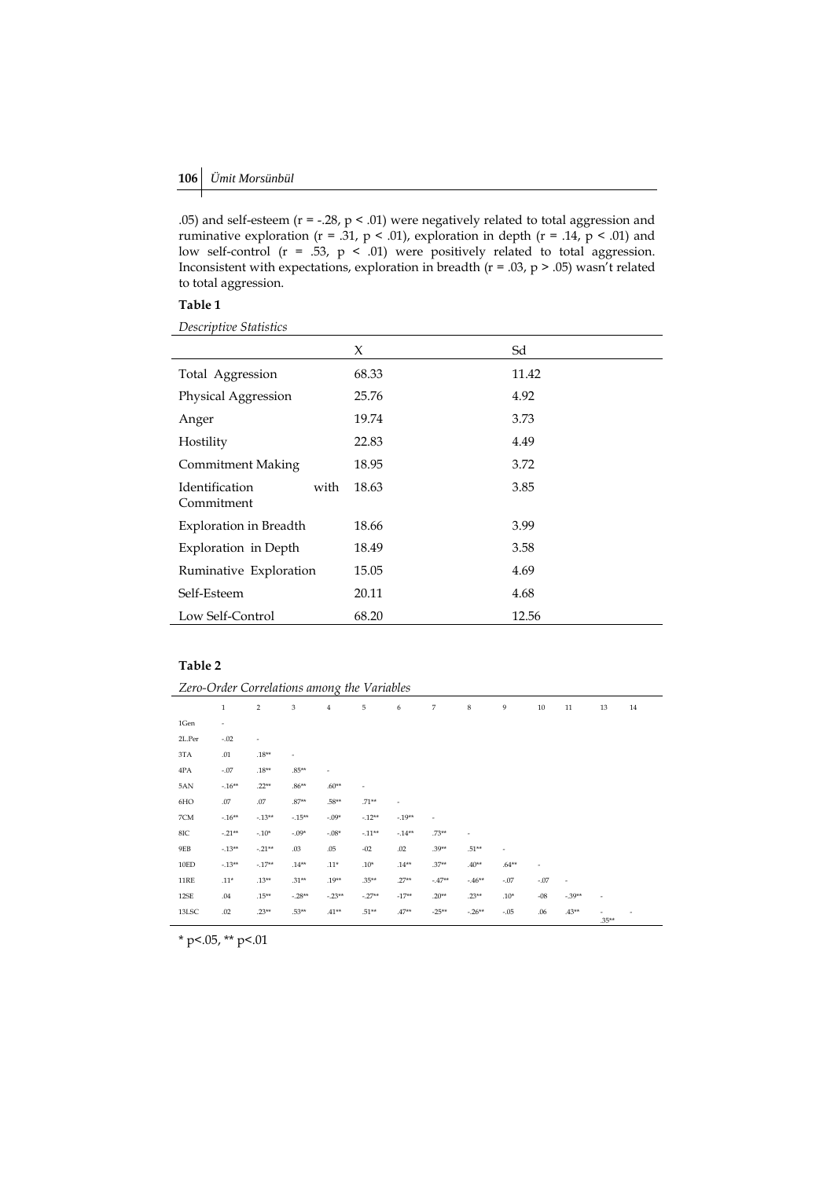.05) and self-esteem ($r = -.28$, $p < .01$) were negatively related to total aggression and ruminative exploration ($r = .31$, $p < .01$), exploration in depth ($r = .14$, $p < .01$) and low self-control ($r = .53$, $p < .01$) were positively related to total aggression. Inconsistent with expectations, exploration in breadth ($r = .03$, $p > .05$) wasn't related to total aggression.

**Table 1**

*Descriptive Statistics*

| | X | Sd |
|---|---|---|
| Total Aggression | 68.33 | 11.42 |
| Physical Aggression | 25.76 | 4.92 |
| Anger | 19.74 | 3.73 |
| Hostility | 22.83 | 4.49 |
| Commitment Making | 18.95 | 3.72 |
| Identification with Commitment | 18.63 | 3.85 |
| Exploration in Breadth | 18.66 | 3.99 |
| Exploration in Depth | 18.49 | 3.58 |
| Ruminative Exploration | 15.05 | 4.69 |
| Self-Esteem | 20.11 | 4.68 |
| Low Self-Control | 68.20 | 12.56 |

**Table 2**

*Zero-Order Correlations among the Variables*

| | 1 | 2 | 3 | 4 | 5 | 6 | 7 | 8 | 9 | 10 | 11 | 13 | 14 |
|---|---|---|---|---|---|---|---|---|---|---|---|---|---|
| 1Gen | - | | | | | | | | | | | | |
| 2L.Per | -.02 | - | | | | | | | | | | | |
| 3TA | .01 | .18** | - | | | | | | | | | | |
| 4PA | -.07 | .18** | .85** | - | | | | | | | | | |
| 5AN | -.16** | .22** | .86** | .60** | - | | | | | | | | |
| 6HO | .07 | .07 | .87** | .58** | .71** | - | | | | | | | |
| 7CM | -.16** | -.13** | -.15** | -.09* | -.12** | -.19** | - | | | | | | |
| 8IC | -.21** | -.10* | -.09* | -.08* | -.11** | -.14** | .73** | - | | | | | |
| 9EB | -.13** | -.21** | .03 | .05 | -02 | .02 | .39** | .51** | - | | | | |
| 10ED | -.13** | -.17** | .14** | .11* | .10* | .14** | .37** | .40** | .64** | - | | | |
| 11RE | .11* | .13** | .31** | .19** | .35** | .27** | -.47** | -.46** | -.07 | -.07 | - | | |
| 12SE | .04 | .15** | -.28** | -.23** | -.27** | -17** | .20** | .23** | .10* | -08 | -.39** | - | |
| 13LSC | .02 | .23** | .53** | .41** | .51** | .47** | -25** | -.26** | -.05 | .06 | .43** | -.35** | - |

\* $p<.05$, ** $p<.01$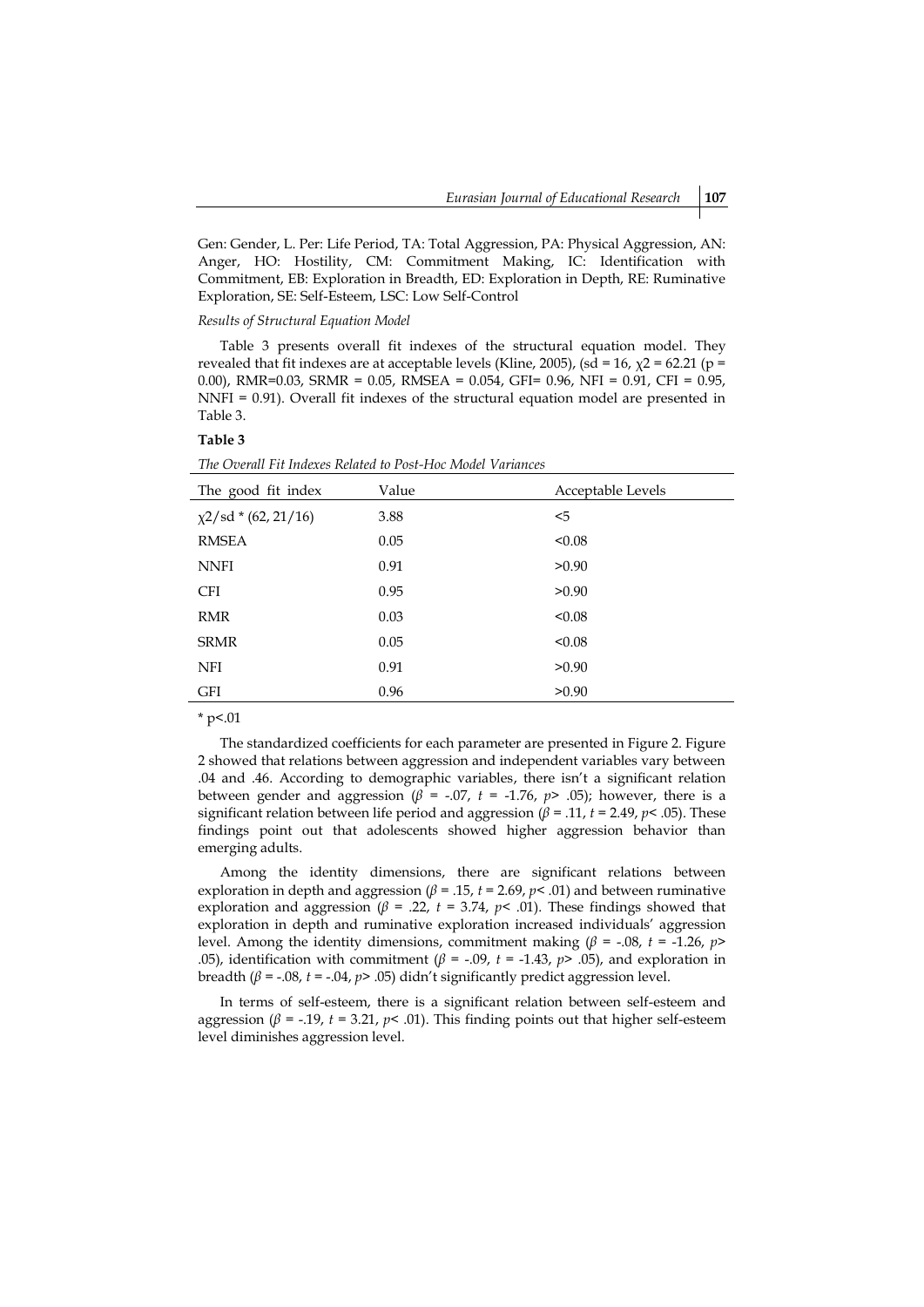Gen: Gender, L. Per: Life Period, TA: Total Aggression, PA: Physical Aggression, AN: Anger, HO: Hostility, CM: Commitment Making, IC: Identification with Commitment, EB: Exploration in Breadth, ED: Exploration in Depth, RE: Ruminative Exploration, SE: Self-Esteem, LSC: Low Self-Control

*Results of Structural Equation Model*

Table 3 presents overall fit indexes of the structural equation model. They revealed that fit indexes are at acceptable levels (Kline, 2005), (sd = 16, $\chi 2$ = 62.21 (p = 0.00), RMR=0.03, SRMR = 0.05, RMSEA = 0.054, GFI= 0.96, NFI = 0.91, CFI = 0.95, NNFI = 0.91). Overall fit indexes of the structural equation model are presented in Table 3.

**Table 3**

*The Overall Fit Indexes Related to Post-Hoc Model Variances*

| The good fit index | Value | Acceptable Levels |
|---|---|---|
| $\chi 2$/sd * (62, 21/16) | 3.88 | <5 |
| RMSEA | 0.05 | <0.08 |
| NNFI | 0.91 | >0.90 |
| CFI | 0.95 | >0.90 |
| RMR | 0.03 | <0.08 |
| SRMR | 0.05 | <0.08 |
| NFI | 0.91 | >0.90 |
| GFI | 0.96 | >0.90 |

* p<.01

The standardized coefficients for each parameter are presented in Figure 2. Figure 2 showed that relations between aggression and independent variables vary between .04 and .46. According to demographic variables, there isn't a significant relation between gender and aggression ($\beta$ = -.07, $t$ = -1.76, $p$> .05); however, there is a significant relation between life period and aggression ($\beta$ = .11, $t$ = 2.49, $p$< .05). These findings point out that adolescents showed higher aggression behavior than emerging adults.

Among the identity dimensions, there are significant relations between exploration in depth and aggression ($\beta$ = .15, $t$ = 2.69, $p$< .01) and between ruminative exploration and aggression ($\beta$ = .22, $t$ = 3.74, $p$< .01). These findings showed that exploration in depth and ruminative exploration increased individuals' aggression level. Among the identity dimensions, commitment making ($\beta$ = -.08, $t$ = -1.26, $p$> .05), identification with commitment ($\beta$ = -.09, $t$ = -1.43, $p$> .05), and exploration in breadth ($\beta$ = -.08, $t$ = -.04, $p$> .05) didn't significantly predict aggression level.

In terms of self-esteem, there is a significant relation between self-esteem and aggression ($\beta$ = -.19, $t$ = 3.21, $p$< .01). This finding points out that higher self-esteem level diminishes aggression level.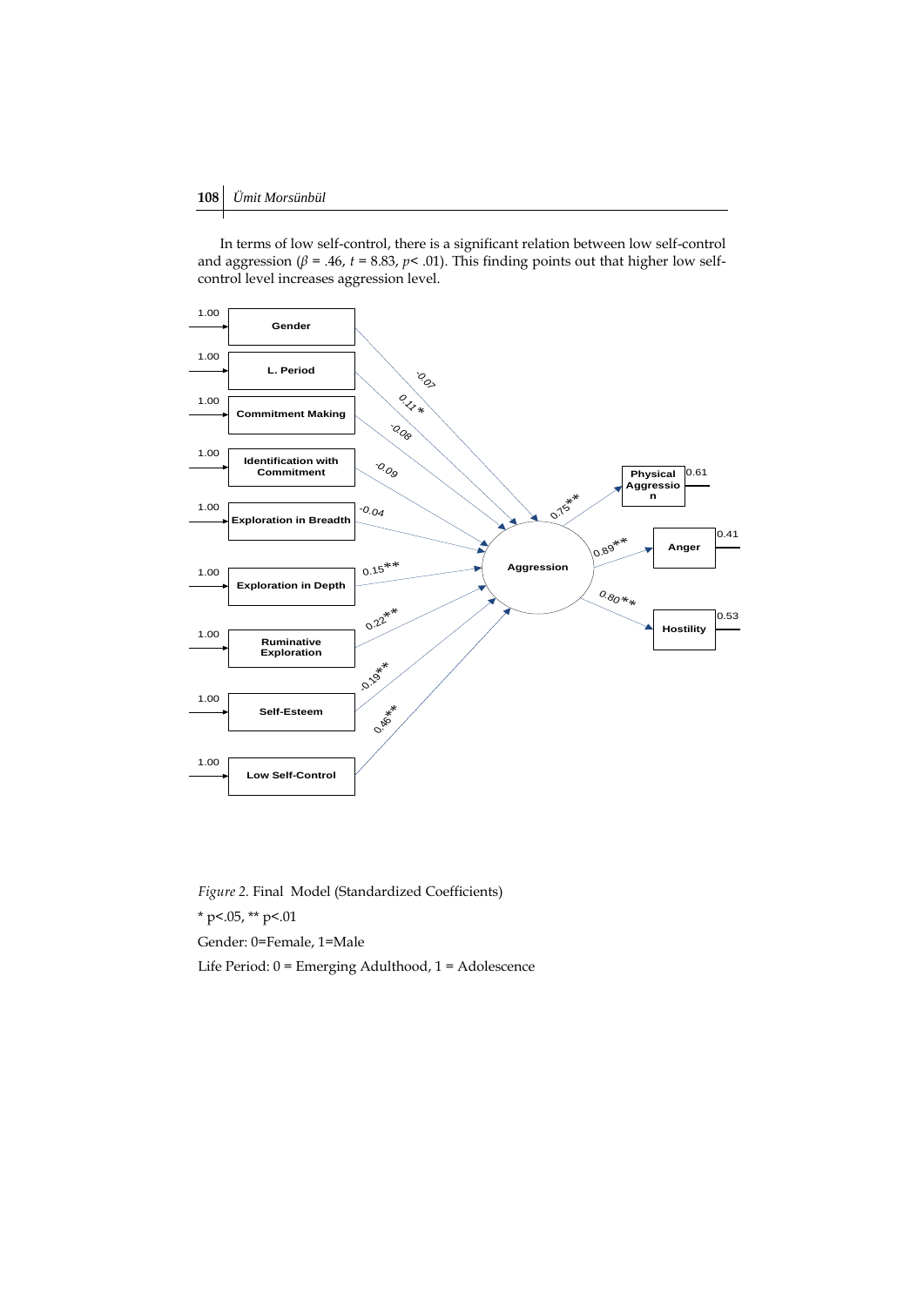In terms of low self-control, there is a significant relation between low self-control and aggression ($\beta$ = .46, $t$ = 8.83, $p$< .01). This finding points out that higher low self-control level increases aggression level.

*Figure 2.* Final Model (Standardized Coefficients)

* p<.05, ** p<.01

Gender: 0=Female, 1=Male

Life Period: 0 = Emerging Adulthood, 1 = Adolescence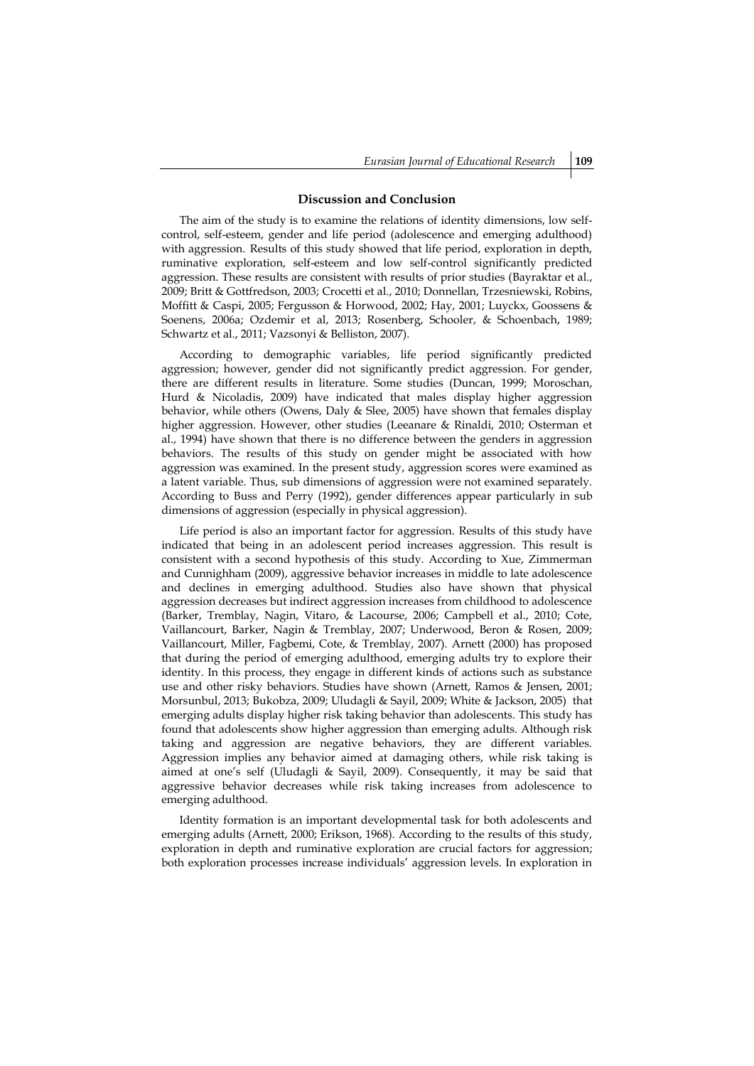## Discussion and Conclusion

The aim of the study is to examine the relations of identity dimensions, low self-control, self-esteem, gender and life period (adolescence and emerging adulthood) with aggression. Results of this study showed that life period, exploration in depth, ruminative exploration, self-esteem and low self-control significantly predicted aggression. These results are consistent with results of prior studies (Bayraktar et al., 2009; Britt & Gottfredson, 2003; Crocetti et al., 2010; Donnellan, Trzesniewski, Robins, Moffitt & Caspi, 2005; Fergusson & Horwood, 2002; Hay, 2001; Luyckx, Goossens & Soenens, 2006a; Ozdemir et al, 2013; Rosenberg, Schooler, & Schoenbach, 1989; Schwartz et al., 2011; Vazsonyi & Belliston, 2007).

According to demographic variables, life period significantly predicted aggression; however, gender did not significantly predict aggression. For gender, there are different results in literature. Some studies (Duncan, 1999; Moroschan, Hurd & Nicoladis, 2009) have indicated that males display higher aggression behavior, while others (Owens, Daly & Slee, 2005) have shown that females display higher aggression. However, other studies (Leeanare & Rinaldi, 2010; Osterman et al., 1994) have shown that there is no difference between the genders in aggression behaviors. The results of this study on gender might be associated with how aggression was examined. In the present study, aggression scores were examined as a latent variable. Thus, sub dimensions of aggression were not examined separately. According to Buss and Perry (1992), gender differences appear particularly in sub dimensions of aggression (especially in physical aggression).

Life period is also an important factor for aggression. Results of this study have indicated that being in an adolescent period increases aggression. This result is consistent with a second hypothesis of this study. According to Xue, Zimmerman and Cunnighham (2009), aggressive behavior increases in middle to late adolescence and declines in emerging adulthood. Studies also have shown that physical aggression decreases but indirect aggression increases from childhood to adolescence (Barker, Tremblay, Nagin, Vitaro, & Lacourse, 2006; Campbell et al., 2010; Cote, Vaillancourt, Barker, Nagin & Tremblay, 2007; Underwood, Beron & Rosen, 2009; Vaillancourt, Miller, Fagbemi, Cote, & Tremblay, 2007). Arnett (2000) has proposed that during the period of emerging adulthood, emerging adults try to explore their identity. In this process, they engage in different kinds of actions such as substance use and other risky behaviors. Studies have shown (Arnett, Ramos & Jensen, 2001; Morsunbul, 2013; Bukobza, 2009; Uludagli & Sayil, 2009; White & Jackson, 2005) that emerging adults display higher risk taking behavior than adolescents. This study has found that adolescents show higher aggression than emerging adults. Although risk taking and aggression are negative behaviors, they are different variables. Aggression implies any behavior aimed at damaging others, while risk taking is aimed at one's self (Uludagli & Sayil, 2009). Consequently, it may be said that aggressive behavior decreases while risk taking increases from adolescence to emerging adulthood.

Identity formation is an important developmental task for both adolescents and emerging adults (Arnett, 2000; Erikson, 1968). According to the results of this study, exploration in depth and ruminative exploration are crucial factors for aggression; both exploration processes increase individuals' aggression levels. In exploration in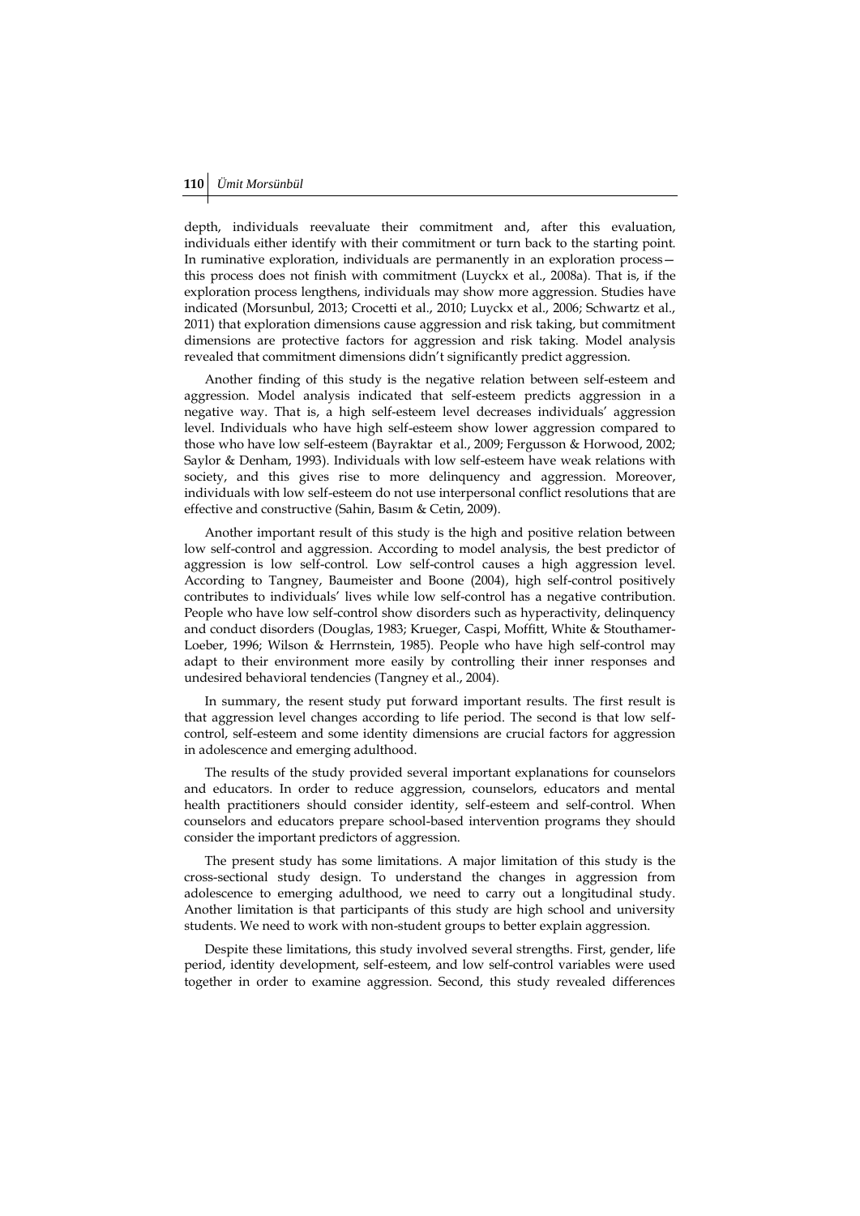depth, individuals reevaluate their commitment and, after this evaluation, individuals either identify with their commitment or turn back to the starting point. In ruminative exploration, individuals are permanently in an exploration process—this process does not finish with commitment (Luyckx et al., 2008a). That is, if the exploration process lengthens, individuals may show more aggression. Studies have indicated (Morsunbul, 2013; Crocetti et al., 2010; Luyckx et al., 2006; Schwartz et al., 2011) that exploration dimensions cause aggression and risk taking, but commitment dimensions are protective factors for aggression and risk taking. Model analysis revealed that commitment dimensions didn't significantly predict aggression.

Another finding of this study is the negative relation between self-esteem and aggression. Model analysis indicated that self-esteem predicts aggression in a negative way. That is, a high self-esteem level decreases individuals' aggression level. Individuals who have high self-esteem show lower aggression compared to those who have low self-esteem (Bayraktar et al., 2009; Fergusson & Horwood, 2002; Saylor & Denham, 1993). Individuals with low self-esteem have weak relations with society, and this gives rise to more delinquency and aggression. Moreover, individuals with low self-esteem do not use interpersonal conflict resolutions that are effective and constructive (Sahin, Basım & Cetin, 2009).

Another important result of this study is the high and positive relation between low self-control and aggression. According to model analysis, the best predictor of aggression is low self-control. Low self-control causes a high aggression level. According to Tangney, Baumeister and Boone (2004), high self-control positively contributes to individuals' lives while low self-control has a negative contribution. People who have low self-control show disorders such as hyperactivity, delinquency and conduct disorders (Douglas, 1983; Krueger, Caspi, Moffitt, White & Stouthamer-Loeber, 1996; Wilson & Herrnstein, 1985). People who have high self-control may adapt to their environment more easily by controlling their inner responses and undesired behavioral tendencies (Tangney et al., 2004).

In summary, the resent study put forward important results. The first result is that aggression level changes according to life period. The second is that low self-control, self-esteem and some identity dimensions are crucial factors for aggression in adolescence and emerging adulthood.

The results of the study provided several important explanations for counselors and educators. In order to reduce aggression, counselors, educators and mental health practitioners should consider identity, self-esteem and self-control. When counselors and educators prepare school-based intervention programs they should consider the important predictors of aggression.

The present study has some limitations. A major limitation of this study is the cross-sectional study design. To understand the changes in aggression from adolescence to emerging adulthood, we need to carry out a longitudinal study. Another limitation is that participants of this study are high school and university students. We need to work with non-student groups to better explain aggression.

Despite these limitations, this study involved several strengths. First, gender, life period, identity development, self-esteem, and low self-control variables were used together in order to examine aggression. Second, this study revealed differences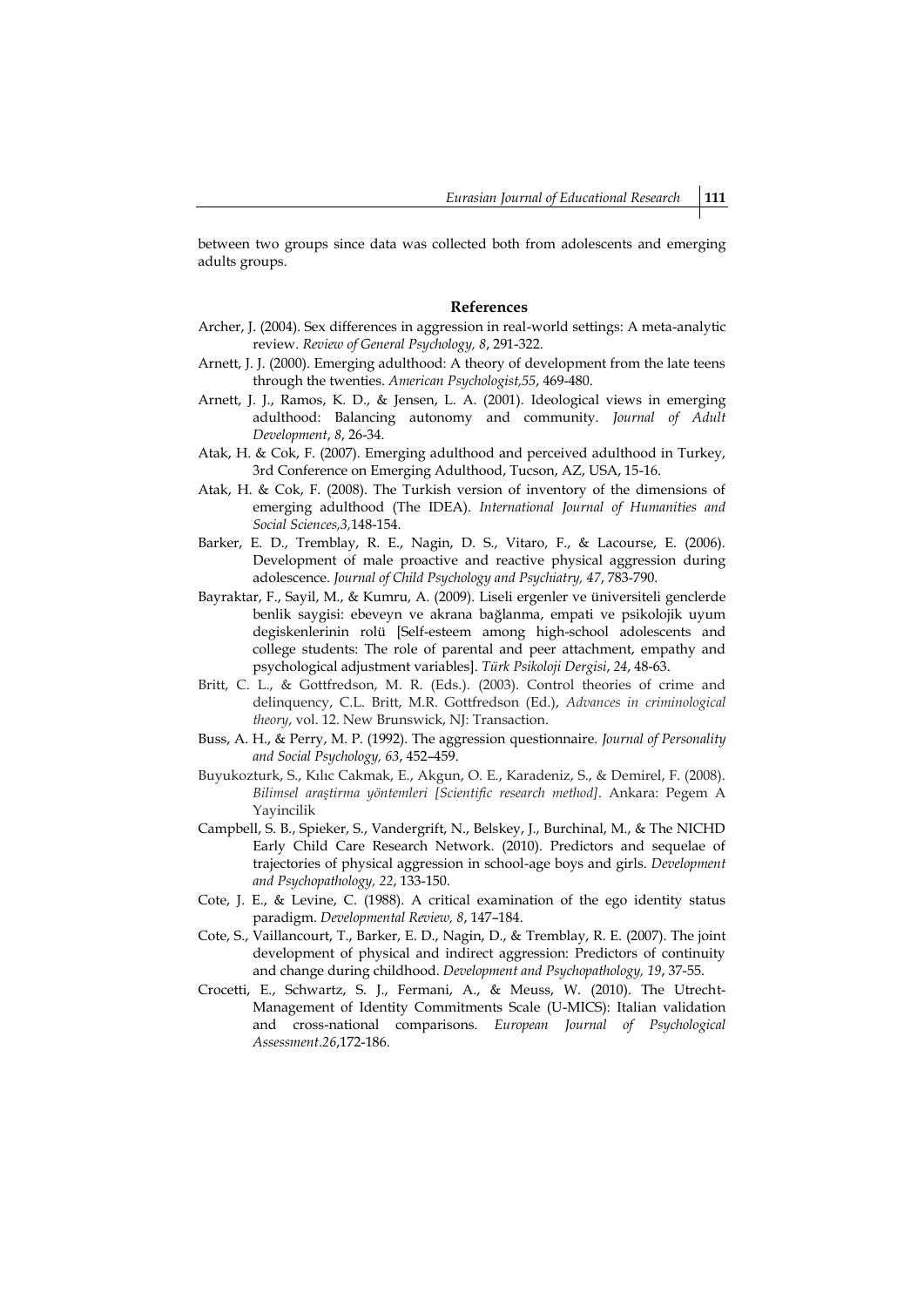between two groups since data was collected both from adolescents and emerging adults groups.

## References

Archer, J. (2004). Sex differences in aggression in real-world settings: A meta-analytic review. *Review of General Psychology, 8*, 291-322.

Arnett, J. J. (2000). Emerging adulthood: A theory of development from the late teens through the twenties. *American Psychologist,55*, 469-480.

Arnett, J. J., Ramos, K. D., & Jensen, L. A. (2001). Ideological views in emerging adulthood: Balancing autonomy and community. *Journal of Adult Development*, *8*, 26-34.

Atak, H. & Cok, F. (2007). Emerging adulthood and perceived adulthood in Turkey, 3rd Conference on Emerging Adulthood, Tucson, AZ, USA, 15-16.

Atak, H. & Cok, F. (2008). The Turkish version of inventory of the dimensions of emerging adulthood (The IDEA). *International Journal of Humanities and Social Sciences,3,*148-154.

Barker, E. D., Tremblay, R. E., Nagin, D. S., Vitaro, F., & Lacourse, E. (2006). Development of male proactive and reactive physical aggression during adolescence. *Journal of Child Psychology and Psychiatry, 47*, 783-790.

Bayraktar, F., Sayil, M., & Kumru, A. (2009). Liseli ergenler ve üniversiteli genclerde benlik saygisi: ebeveyn ve akrana bağlanma, empati ve psikolojik uyum degiskenlerinin rolü [Self-esteem among high-school adolescents and college students: The role of parental and peer attachment, empathy and psychological adjustment variables]. *Türk Psikoloji Dergisi*, *24*, 48-63.

Britt, C. L., & Gottfredson, M. R. (Eds.). (2003). Control theories of crime and delinquency, C.L. Britt, M.R. Gottfredson (Ed.), *Advances in criminological theory*, vol. 12. New Brunswick, NJ: Transaction.

Buss, A. H., & Perry, M. P. (1992). The aggression questionnaire. *Journal of Personality and Social Psychology, 63*, 452–459.

Buyukozturk, S., Kılıc Cakmak, E., Akgun, O. E., Karadeniz, S., & Demirel, F. (2008). *Bilimsel araştirma yöntemleri [Scientific research method]*. Ankara: Pegem A Yayincilik

Campbell, S. B., Spieker, S., Vandergrift, N., Belskey, J., Burchinal, M., & The NICHD Early Child Care Research Network. (2010). Predictors and sequelae of trajectories of physical aggression in school-age boys and girls. *Development and Psychopathology, 22*, 133-150.

Cote, J. E., & Levine, C. (1988). A critical examination of the ego identity status paradigm. *Developmental Review, 8*, 147–184.

Cote, S., Vaillancourt, T., Barker, E. D., Nagin, D., & Tremblay, R. E. (2007). The joint development of physical and indirect aggression: Predictors of continuity and change during childhood. *Development and Psychopathology, 19*, 37-55.

Crocetti, E., Schwartz, S. J., Fermani, A., & Meuss, W. (2010). The Utrecht-Management of Identity Commitments Scale (U-MICS): Italian validation and cross-national comparisons. *European Journal of Psychological Assessment.26*,172-186.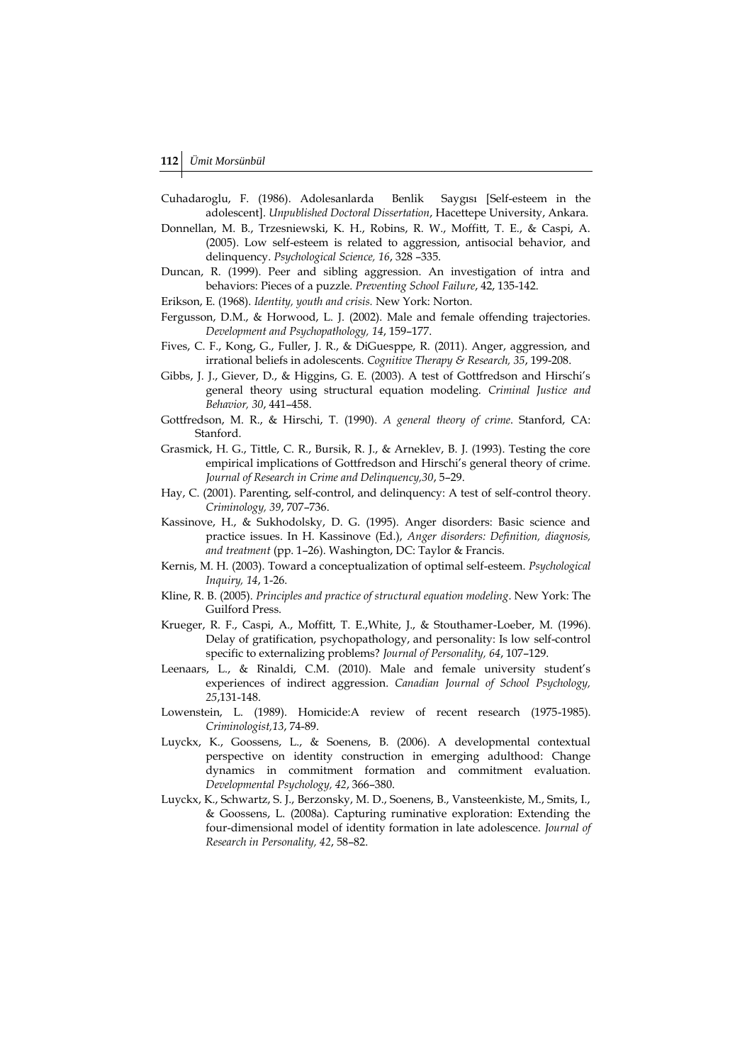Cuhadaroglu, F. (1986). Adolesanlarda Benlik Saygısı [Self-esteem in the adolescent]. *Unpublished Doctoral Dissertation*, Hacettepe University, Ankara.

Donnellan, M. B., Trzesniewski, K. H., Robins, R. W., Moffitt, T. E., & Caspi, A. (2005). Low self-esteem is related to aggression, antisocial behavior, and delinquency. *Psychological Science, 16*, 328 –335.

Duncan, R. (1999). Peer and sibling aggression. An investigation of intra and behaviors: Pieces of a puzzle. *Preventing School Failure*, 42, 135-142.

Erikson, E. (1968). *Identity, youth and crisis.* New York: Norton.

Fergusson, D.M., & Horwood, L. J. (2002). Male and female offending trajectories. *Development and Psychopathology, 14*, 159–177.

Fives, C. F., Kong, G., Fuller, J. R., & DiGuesppe, R. (2011). Anger, aggression, and irrational beliefs in adolescents. *Cognitive Therapy & Research, 35*, 199-208.

Gibbs, J. J., Giever, D., & Higgins, G. E. (2003). A test of Gottfredson and Hirschi's general theory using structural equation modeling. *Criminal Justice and Behavior, 30*, 441–458.

Gottfredson, M. R., & Hirschi, T. (1990). *A general theory of crime*. Stanford, CA: Stanford.

Grasmick, H. G., Tittle, C. R., Bursik, R. J., & Arneklev, B. J. (1993). Testing the core empirical implications of Gottfredson and Hirschi's general theory of crime. *Journal of Research in Crime and Delinquency,30*, 5–29.

Hay, C. (2001). Parenting, self-control, and delinquency: A test of self-control theory. *Criminology, 39*, 707–736.

Kassinove, H., & Sukhodolsky, D. G. (1995). Anger disorders: Basic science and practice issues. In H. Kassinove (Ed.), *Anger disorders: Definition, diagnosis, and treatment* (pp. 1–26). Washington, DC: Taylor & Francis.

Kernis, M. H. (2003). Toward a conceptualization of optimal self-esteem. *Psychological Inquiry, 14*, 1-26.

Kline, R. B. (2005). *Principles and practice of structural equation modeling*. New York: The Guilford Press.

Krueger, R. F., Caspi, A., Moffitt, T. E.,White, J., & Stouthamer-Loeber, M. (1996). Delay of gratification, psychopathology, and personality: Is low self-control specific to externalizing problems? *Journal of Personality, 64*, 107–129.

Leenaars, L., & Rinaldi, C.M. (2010). Male and female university student's experiences of indirect aggression. *Canadian Journal of School Psychology, 25*,131-148.

Lowenstein, L. (1989). Homicide:A review of recent research (1975-1985). *Criminologist,13*, 74-89.

Luyckx, K., Goossens, L., & Soenens, B. (2006). A developmental contextual perspective on identity construction in emerging adulthood: Change dynamics in commitment formation and commitment evaluation. *Developmental Psychology, 42*, 366–380.

Luyckx, K., Schwartz, S. J., Berzonsky, M. D., Soenens, B., Vansteenkiste, M., Smits, I., & Goossens, L. (2008a). Capturing ruminative exploration: Extending the four-dimensional model of identity formation in late adolescence. *Journal of Research in Personality, 42*, 58–82.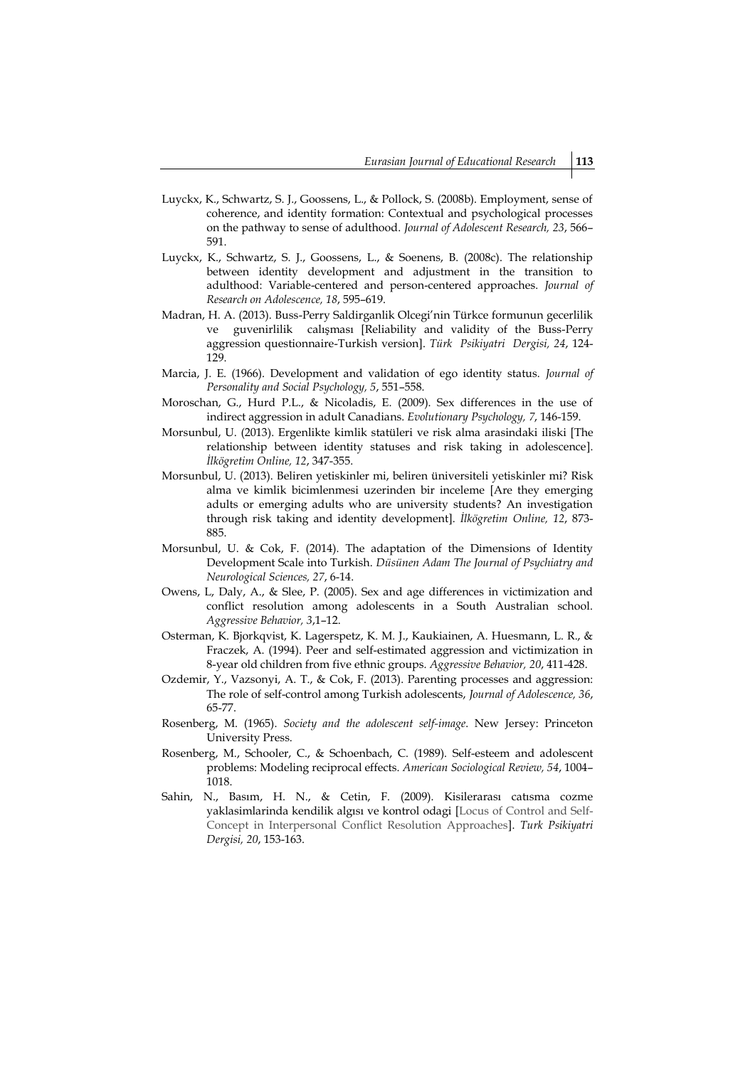Luyckx, K., Schwartz, S. J., Goossens, L., & Pollock, S. (2008b). Employment, sense of coherence, and identity formation: Contextual and psychological processes on the pathway to sense of adulthood. *Journal of Adolescent Research, 23*, 566–591.

Luyckx, K., Schwartz, S. J., Goossens, L., & Soenens, B. (2008c). The relationship between identity development and adjustment in the transition to adulthood: Variable-centered and person-centered approaches. *Journal of Research on Adolescence, 18*, 595–619.

Madran, H. A. (2013). Buss-Perry Saldirganlik Olcegi'nin Türkce formunun gecerlilik ve guvenirlilik calışması [Reliability and validity of the Buss-Perry aggression questionnaire-Turkish version]. *Türk Psikiyatri Dergisi, 24*, 124-129.

Marcia, J. E. (1966). Development and validation of ego identity status. *Journal of Personality and Social Psychology, 5*, 551–558.

Moroschan, G., Hurd P.L., & Nicoladis, E. (2009). Sex differences in the use of indirect aggression in adult Canadians. *Evolutionary Psychology, 7*, 146-159.

Morsunbul, U. (2013). Ergenlikte kimlik statüleri ve risk alma arasindaki iliski [The relationship between identity statuses and risk taking in adolescence]. *İlkögretim Online, 12*, 347-355.

Morsunbul, U. (2013). Beliren yetiskinler mi, beliren üniversiteli yetiskinler mi? Risk alma ve kimlik bicimlenmesi uzerinden bir inceleme [Are they emerging adults or emerging adults who are university students? An investigation through risk taking and identity development]. *İlkögretim Online, 12*, 873-885.

Morsunbul, U. & Cok, F. (2014). The adaptation of the Dimensions of Identity Development Scale into Turkish. *Düsünen Adam The Journal of Psychiatry and Neurological Sciences, 27*, 6-14.

Owens, L, Daly, A., & Slee, P. (2005). Sex and age differences in victimization and conflict resolution among adolescents in a South Australian school. *Aggressive Behavior, 3*,1–12.

Osterman, K. Bjorkqvist, K. Lagerspetz, K. M. J., Kaukiainen, A. Huesmann, L. R., & Fraczek, A. (1994). Peer and self-estimated aggression and victimization in 8-year old children from five ethnic groups. *Aggressive Behavior, 20*, 411-428.

Ozdemir, Y., Vazsonyi, A. T., & Cok, F. (2013). Parenting processes and aggression: The role of self-control among Turkish adolescents, *Journal of Adolescence, 36*, 65-77.

Rosenberg, M. (1965). *Society and the adolescent self-image*. New Jersey: Princeton University Press.

Rosenberg, M., Schooler, C., & Schoenbach, C. (1989). Self-esteem and adolescent problems: Modeling reciprocal effects. *American Sociological Review, 54*, 1004–1018.

Sahin, N., Basım, H. N., & Cetin, F. (2009). Kisilerarası catısma cozme yaklasimlarinda kendilik algısı ve kontrol odagi [Locus of Control and Self-Concept in Interpersonal Conflict Resolution Approaches]. *Turk Psikiyatri Dergisi, 20*, 153-163.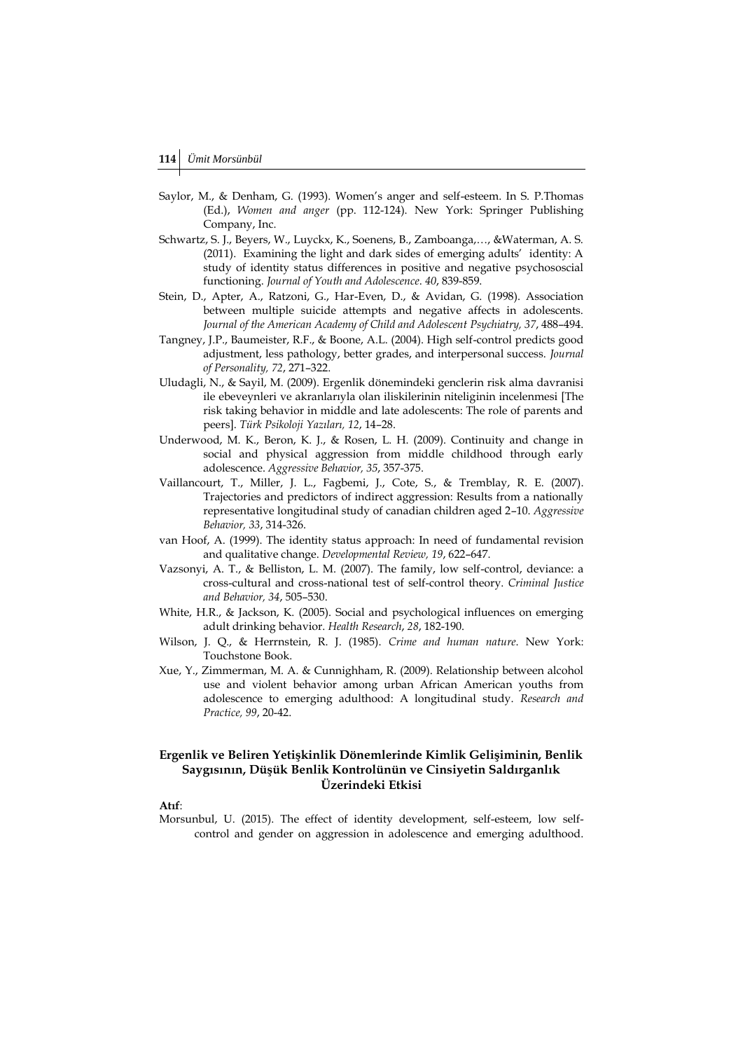Saylor, M., & Denham, G. (1993). Women's anger and self-esteem. In S. P.Thomas (Ed.), *Women and anger* (pp. 112-124). New York: Springer Publishing Company, Inc.

Schwartz, S. J., Beyers, W., Luyckx, K., Soenens, B., Zamboanga,…, &Waterman, A. S. (2011). Examining the light and dark sides of emerging adults' identity: A study of identity status differences in positive and negative psychososcial functioning. *Journal of Youth and Adolescence. 40*, 839-859.

Stein, D., Apter, A., Ratzoni, G., Har-Even, D., & Avidan, G. (1998). Association between multiple suicide attempts and negative affects in adolescents. *Journal of the American Academy of Child and Adolescent Psychiatry, 37*, 488–494.

Tangney, J.P., Baumeister, R.F., & Boone, A.L. (2004). High self-control predicts good adjustment, less pathology, better grades, and interpersonal success. *Journal of Personality, 72*, 271–322.

Uludagli, N., & Sayil, M. (2009). Ergenlik dönemindeki genclerin risk alma davranisi ile ebeveynleri ve akranlarıyla olan iliskilerinin niteliginin incelenmesi [The risk taking behavior in middle and late adolescents: The role of parents and peers]. *Türk Psikoloji Yazıları, 12*, 14–28.

Underwood, M. K., Beron, K. J., & Rosen, L. H. (2009). Continuity and change in social and physical aggression from middle childhood through early adolescence. *Aggressive Behavior, 35*, 357-375.

Vaillancourt, T., Miller, J. L., Fagbemi, J., Cote, S., & Tremblay, R. E. (2007). Trajectories and predictors of indirect aggression: Results from a nationally representative longitudinal study of canadian children aged 2–10. *Aggressive Behavior, 33*, 314-326.

van Hoof, A. (1999). The identity status approach: In need of fundamental revision and qualitative change. *Developmental Review, 19*, 622–647.

Vazsonyi, A. T., & Belliston, L. M. (2007). The family, low self-control, deviance: a cross-cultural and cross-national test of self-control theory. *Criminal Justice and Behavior, 34*, 505–530.

White, H.R., & Jackson, K. (2005). Social and psychological influences on emerging adult drinking behavior. *Health Research*, *28*, 182-190.

Wilson, J. Q., & Herrnstein, R. J. (1985). *Crime and human nature*. New York: Touchstone Book.

Xue, Y., Zimmerman, M. A. & Cunnighham, R. (2009). Relationship between alcohol use and violent behavior among urban African American youths from adolescence to emerging adulthood: A longitudinal study. *Research and Practice, 99*, 20-42.

## Ergenlik ve Beliren Yetişkinlik Dönemlerinde Kimlik Gelişiminin, Benlik Saygısının, Düşük Benlik Kontrolünün ve Cinsiyetin Saldırganlık Üzerindeki Etkisi

**Atıf**:

Morsunbul, U. (2015). The effect of identity development, self-esteem, low self-control and gender on aggression in adolescence and emerging adulthood.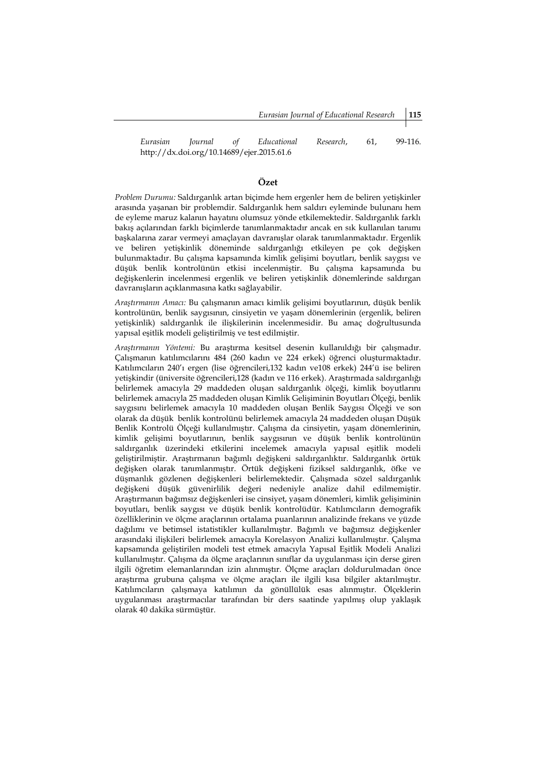*Eurasian Journal of Educational Research*, 61, 99-116. http://dx.doi.org/10.14689/ejer.2015.61.6

## Özet

*Problem Durumu:* Saldırganlık artan biçimde hem ergenler hem de beliren yetişkinler arasında yaşanan bir problemdir. Saldırganlık hem saldırı eyleminde bulunanı hem de eyleme maruz kalanın hayatını olumsuz yönde etkilemektedir. Saldırganlık farklı bakış açılarından farklı biçimlerde tanımlanmaktadır ancak en sık kullanılan tanımı başkalarına zarar vermeyi amaçlayan davranışlar olarak tanımlanmaktadır. Ergenlik ve beliren yetişkinlik döneminde saldırganlığı etkileyen pe çok değişken bulunmaktadır. Bu çalışma kapsamında kimlik gelişimi boyutları, benlik saygısı ve düşük benlik kontrolünün etkisi incelenmiştir. Bu çalışma kapsamında bu değişkenlerin incelenmesi ergenlik ve beliren yetişkinlik dönemlerinde saldırgan davranışların açıklanmasına katkı sağlayabilir.

*Araştırmanın Amacı:* Bu çalışmanın amacı kimlik gelişimi boyutlarının, düşük benlik kontrolünün, benlik saygısının, cinsiyetin ve yaşam dönemlerinin (ergenlik, beliren yetişkinlik) saldırganlık ile ilişkilerinin incelenmesidir. Bu amaç doğrultusunda yapısal eşitlik modeli geliştirilmiş ve test edilmiştir.

*Araştırmanın Yöntemi:* Bu araştırma kesitsel desenin kullanıldığı bir çalışmadır. Çalışmanın katılımcılarını 484 (260 kadın ve 224 erkek) öğrenci oluşturmaktadır. Katılımcıların 240'ı ergen (lise öğrencileri,132 kadın ve108 erkek) 244'ü ise beliren yetişkindir (üniversite öğrencileri,128 (kadın ve 116 erkek). Araştırmada saldırganlığı belirlemek amacıyla 29 maddeden oluşan saldırganlık ölçeği, kimlik boyutlarını belirlemek amacıyla 25 maddeden oluşan Kimlik Gelişiminin Boyutları Ölçeği, benlik saygısını belirlemek amacıyla 10 maddeden oluşan Benlik Saygısı Ölçeği ve son olarak da düşük benlik kontrolünü belirlemek amacıyla 24 maddeden oluşan Düşük Benlik Kontrolü Ölçeği kullanılmıştır. Çalışma da cinsiyetin, yaşam dönemlerinin, kimlik gelişimi boyutlarının, benlik saygısının ve düşük benlik kontrolünün saldırganlık üzerindeki etkilerini incelemek amacıyla yapısal eşitlik modeli geliştirilmiştir. Araştırmanın bağımlı değişkeni saldırganlıktır. Saldırganlık örtük değişken olarak tanımlanmıştır. Örtük değişkeni fiziksel saldırganlık, öfke ve düşmanlık gözlenen değişkenleri belirlemektedir. Çalışmada sözel saldırganlık değişkeni düşük güvenirlilik değeri nedeniyle analize dahil edilmemiştir. Araştırmanın bağımsız değişkenleri ise cinsiyet, yaşam dönemleri, kimlik gelişiminin boyutları, benlik saygısı ve düşük benlik kontrolüdür. Katılımcıların demografik özelliklerinin ve ölçme araçlarının ortalama puanlarının analizinde frekans ve yüzde dağılımı ve betimsel istatistikler kullanılmıştır. Bağımlı ve bağımsız değişkenler arasındaki ilişkileri belirlemek amacıyla Korelasyon Analizi kullanılmıştır. Çalışma kapsamında geliştirilen modeli test etmek amacıyla Yapısal Eşitlik Modeli Analizi kullanılmıştır. Çalışma da ölçme araçlarının sınıflar da uygulanması için derse giren ilgili öğretim elemanlarından izin alınmıştır. Ölçme araçları doldurulmadan önce araştırma grubuna çalışma ve ölçme araçları ile ilgili kısa bilgiler aktarılmıştır. Katılımcıların çalışmaya katılımın da gönüllülük esas alınmıştır. Ölçeklerin uygulanması araştırmacılar tarafından bir ders saatinde yapılmış olup yaklaşık olarak 40 dakika sürmüştür.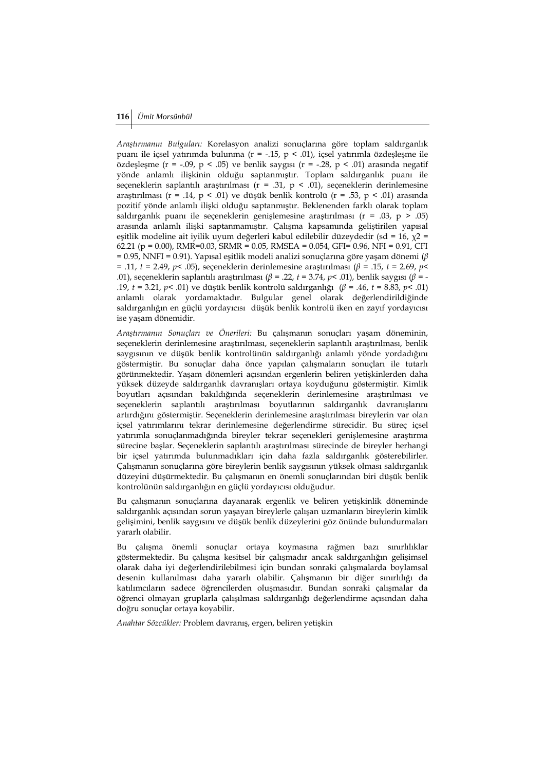*Araştırmanın Bulguları:* Korelasyon analizi sonuçlarına göre toplam saldırganlık puanı ile içsel yatırımda bulunma ($r = -.15$, $p < .01$), içsel yatırımla özdeşleşme ile özdeşleşme ($r = -.09$, $p < .05$) ve benlik saygısı ($r = -.28$, $p < .01$) arasında negatif yönde anlamlı ilişkinin olduğu saptanmıştır. Toplam saldırganlık puanı ile seçeneklerin saplantılı araştırılması ($r = .31$, $p < .01$), seçeneklerin derinlemesine araştırılması ($r = .14$, $p < .01$) ve düşük benlik kontrolü ($r = .53$, $p < .01$) arasında pozitif yönde anlamlı ilişki olduğu saptanmıştır. Beklenenden farklı olarak toplam saldırganlık puanı ile seçeneklerin genişlemesine araştırılması ($r = .03$, $p > .05$) arasında anlamlı ilişki saptanmamıştır. Çalışma kapsamında geliştirilen yapısal eşitlik modeline ait iyilik uyum değerleri kabul edilebilir düzeydedir (sd = 16, $\chi 2$ = 62.21 ($p = 0.00$), RMR=0.03, SRMR = 0.05, RMSEA = 0.054, GFI= 0.96, NFI = 0.91, CFI = 0.95, NNFI = 0.91). Yapısal eşitlik modeli analizi sonuçlarına göre yaşam dönemi ($\beta = .11$, $t = 2.49$, $p < .05$), seçeneklerin derinlemesine araştırılması ($\beta = .15$, $t = 2.69$, $p < .01$), seçeneklerin saplantılı araştırılması ($\beta = .22$, $t = 3.74$, $p < .01$), benlik saygısı ($\beta = -.19$, $t = 3.21$, $p < .01$) ve düşük benlik kontrolü saldırganlığı ($\beta = .46$, $t = 8.83$, $p < .01$) anlamlı olarak yordamaktadır. Bulgular genel olarak değerlendirildiğinde saldırganlığın en güçlü yordayıcısı düşük benlik kontrolü iken en zayıf yordayıcısı ise yaşam dönemidir.

*Araştırmanın Sonuçları ve Önerileri:* Bu çalışmanın sonuçları yaşam döneminin, seçeneklerin derinlemesine araştırılması, seçeneklerin saplantılı araştırılması, benlik saygısının ve düşük benlik kontrolünün saldırganlığı anlamlı yönde yordadığını göstermiştir. Bu sonuçlar daha önce yapılan çalışmaların sonuçları ile tutarlı görünmektedir. Yaşam dönemleri açısından ergenlerin beliren yetişkinlerden daha yüksek düzeyde saldırganlık davranışları ortaya koyduğunu göstermiştir. Kimlik boyutları açısından bakıldığında seçeneklerin derinlemesine araştırılması ve seçeneklerin saplantılı araştırılması boyutlarının saldırganlık davranışlarını artırdığını göstermiştir. Seçeneklerin derinlemesine araştırılması bireylerin var olan içsel yatırımlarını tekrar derinlemesine değerlendirme sürecidir. Bu süreç içsel yatırımla sonuçlanmadığında bireyler tekrar seçenekleri genişlemesine araştırma sürecine başlar. Seçeneklerin saplantılı araştırılması sürecinde de bireyler herhangi bir içsel yatırımda bulunmadıkları için daha fazla saldırganlık gösterebilirler. Çalışmanın sonuçlarına göre bireylerin benlik saygısının yüksek olması saldırganlık düzeyini düşürmektedir. Bu çalışmanın en önemli sonuçlarından biri düşük benlik kontrolünün saldırganlığın en güçlü yordayıcısı olduğudur.

Bu çalışmanın sonuçlarına dayanarak ergenlik ve beliren yetişkinlik döneminde saldırganlık açısından sorun yaşayan bireylerle çalışan uzmanların bireylerin kimlik gelişimini, benlik saygısını ve düşük benlik düzeylerini göz önünde bulundurmaları yararlı olabilir.

Bu çalışma önemli sonuçlar ortaya koymasına rağmen bazı sınırlılıklar göstermektedir. Bu çalışma kesitsel bir çalışmadır ancak saldırganlığın gelişimsel olarak daha iyi değerlendirilebilmesi için bundan sonraki çalışmalarda boylamsal desenin kullanılması daha yararlı olabilir. Çalışmanın bir diğer sınırlılığı da katılımcıların sadece öğrencilerden oluşmasıdır. Bundan sonraki çalışmalar da öğrenci olmayan gruplarla çalışılması saldırganlığı değerlendirme açısından daha doğru sonuçlar ortaya koyabilir.

*Anahtar Sözcükler:* Problem davranış, ergen, beliren yetişkin